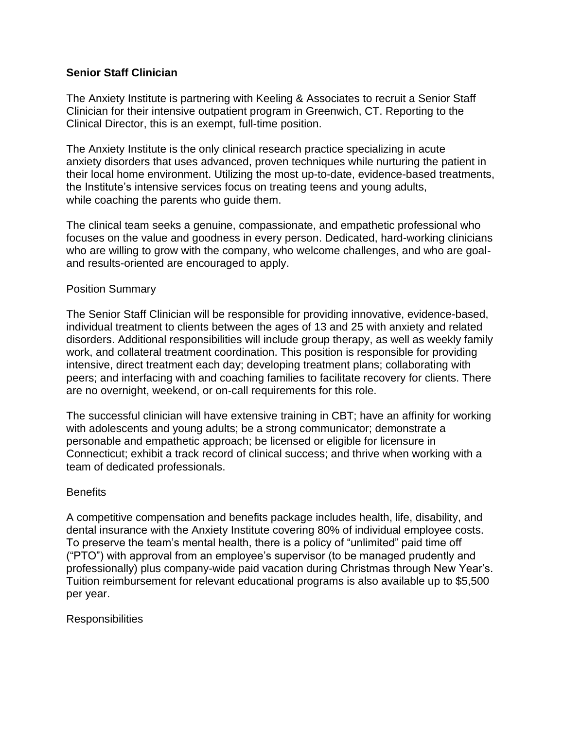# Senior Staff Clinician

The Anxiety Institute is partnering with Keeling & Associates to recruit a Senior Staff Clinician for their intensive outpatient program in Greenwich, CT. Reporting to the Clinical Director, this is an exempt, full-time position.

The Anxiety Institute is the only clinical research practice specializing in acute anxiety disorders that uses advanced, proven techniques while nurturing the patient in their local home environment. Utilizing the most up-to-date, evidence-based treatments, the Institute's intensive services focus on treating teens and young adults, while coaching the parents who guide them.

The clinical team seeks a genuine, compassionate, and empathetic professional who focuses on the value and goodness in every person. Dedicated, hard-working clinicians who are willing to grow with the company, who welcome challenges, and who are goal- and results-oriented are encouraged to apply.

## Position Summary

The Senior Staff Clinician will be responsible for providing innovative, evidence-based, individual treatment to clients between the ages of 13 and 25 with anxiety and related disorders. Additional responsibilities will include group therapy, as well as weekly family work, and collateral treatment coordination. This position is responsible for providing intensive, direct treatment each day; developing treatment plans; collaborating with peers; and interfacing with and coaching families to facilitate recovery for clients. There are no overnight, weekend, or on-call requirements for this role.

The successful clinician will have extensive training in CBT; have an affinity for working with adolescents and young adults; be a strong communicator; demonstrate a personable and empathetic approach; be licensed or eligible for licensure in Connecticut; exhibit a track record of clinical success; and thrive when working with a team of dedicated professionals.

## Benefits

A competitive compensation and benefits package includes health, life, disability, and dental insurance with the Anxiety Institute covering 80% of individual employee costs. To preserve the team's mental health, there is a policy of "unlimited" paid time off ("PTO") with approval from an employee's supervisor (to be managed prudently and professionally) plus company-wide paid vacation during Christmas through New Year's. Tuition reimbursement for relevant educational programs is also available up to $5,500 per year.

## Responsibilities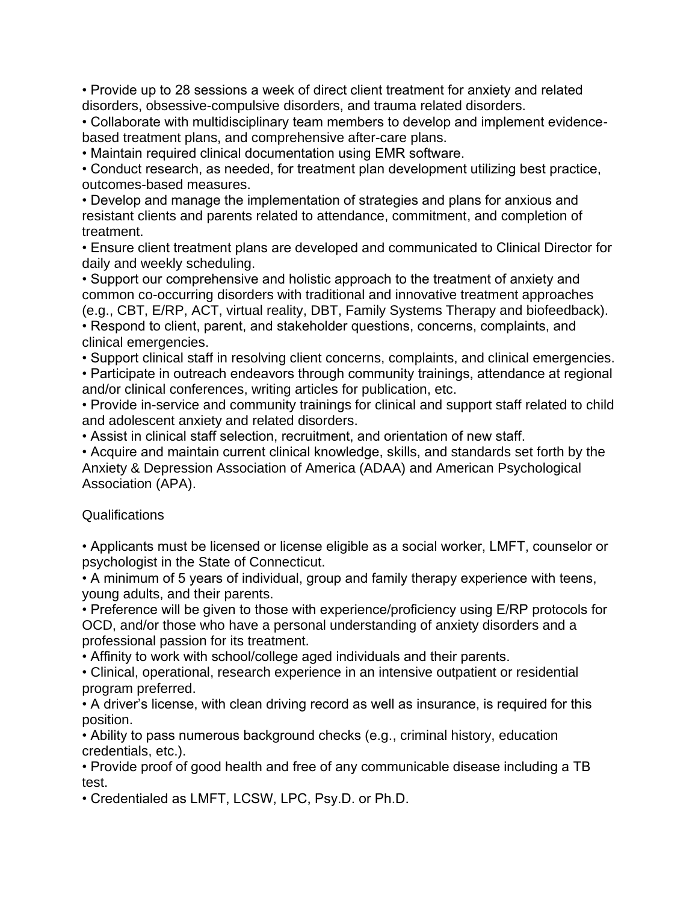- Provide up to 28 sessions a week of direct client treatment for anxiety and related disorders, obsessive-compulsive disorders, and trauma related disorders.
- Collaborate with multidisciplinary team members to develop and implement evidence-based treatment plans, and comprehensive after-care plans.
- Maintain required clinical documentation using EMR software.
- Conduct research, as needed, for treatment plan development utilizing best practice, outcomes-based measures.
- Develop and manage the implementation of strategies and plans for anxious and resistant clients and parents related to attendance, commitment, and completion of treatment.
- Ensure client treatment plans are developed and communicated to Clinical Director for daily and weekly scheduling.
- Support our comprehensive and holistic approach to the treatment of anxiety and common co-occurring disorders with traditional and innovative treatment approaches (e.g., CBT, E/RP, ACT, virtual reality, DBT, Family Systems Therapy and biofeedback).
- Respond to client, parent, and stakeholder questions, concerns, complaints, and clinical emergencies.
- Support clinical staff in resolving client concerns, complaints, and clinical emergencies.
- Participate in outreach endeavors through community trainings, attendance at regional and/or clinical conferences, writing articles for publication, etc.
- Provide in-service and community trainings for clinical and support staff related to child and adolescent anxiety and related disorders.
- Assist in clinical staff selection, recruitment, and orientation of new staff.
- Acquire and maintain current clinical knowledge, skills, and standards set forth by the Anxiety & Depression Association of America (ADAA) and American Psychological Association (APA).

Qualifications

- Applicants must be licensed or license eligible as a social worker, LMFT, counselor or psychologist in the State of Connecticut.
- A minimum of 5 years of individual, group and family therapy experience with teens, young adults, and their parents.
- Preference will be given to those with experience/proficiency using E/RP protocols for OCD, and/or those who have a personal understanding of anxiety disorders and a professional passion for its treatment.
- Affinity to work with school/college aged individuals and their parents.
- Clinical, operational, research experience in an intensive outpatient or residential program preferred.
- A driver's license, with clean driving record as well as insurance, is required for this position.
- Ability to pass numerous background checks (e.g., criminal history, education credentials, etc.).
- Provide proof of good health and free of any communicable disease including a TB test.
- Credentialed as LMFT, LCSW, LPC, Psy.D. or Ph.D.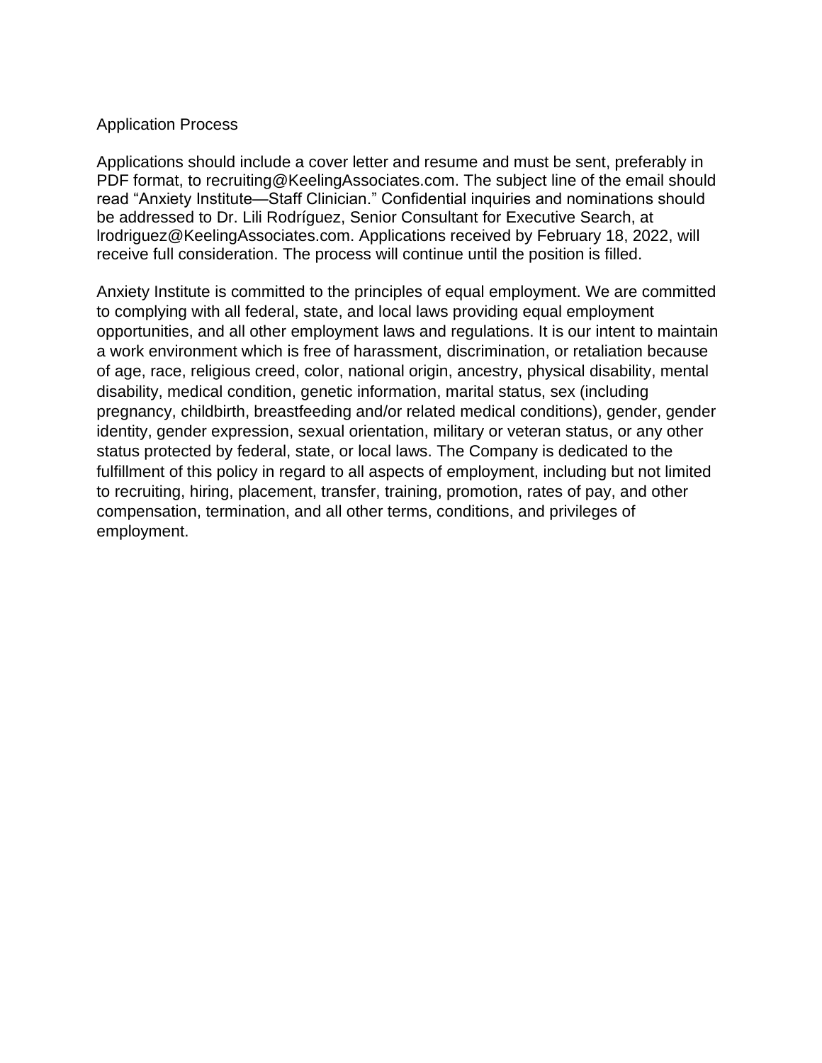## Application Process

Applications should include a cover letter and resume and must be sent, preferably in PDF format, to recruiting@KeelingAssociates.com. The subject line of the email should read “Anxiety Institute—Staff Clinician.” Confidential inquiries and nominations should be addressed to Dr. Lili Rodríguez, Senior Consultant for Executive Search, at lrodriguez@KeelingAssociates.com. Applications received by February 18, 2022, will receive full consideration. The process will continue until the position is filled.

Anxiety Institute is committed to the principles of equal employment. We are committed to complying with all federal, state, and local laws providing equal employment opportunities, and all other employment laws and regulations. It is our intent to maintain a work environment which is free of harassment, discrimination, or retaliation because of age, race, religious creed, color, national origin, ancestry, physical disability, mental disability, medical condition, genetic information, marital status, sex (including pregnancy, childbirth, breastfeeding and/or related medical conditions), gender, gender identity, gender expression, sexual orientation, military or veteran status, or any other status protected by federal, state, or local laws. The Company is dedicated to the fulfillment of this policy in regard to all aspects of employment, including but not limited to recruiting, hiring, placement, transfer, training, promotion, rates of pay, and other compensation, termination, and all other terms, conditions, and privileges of employment.